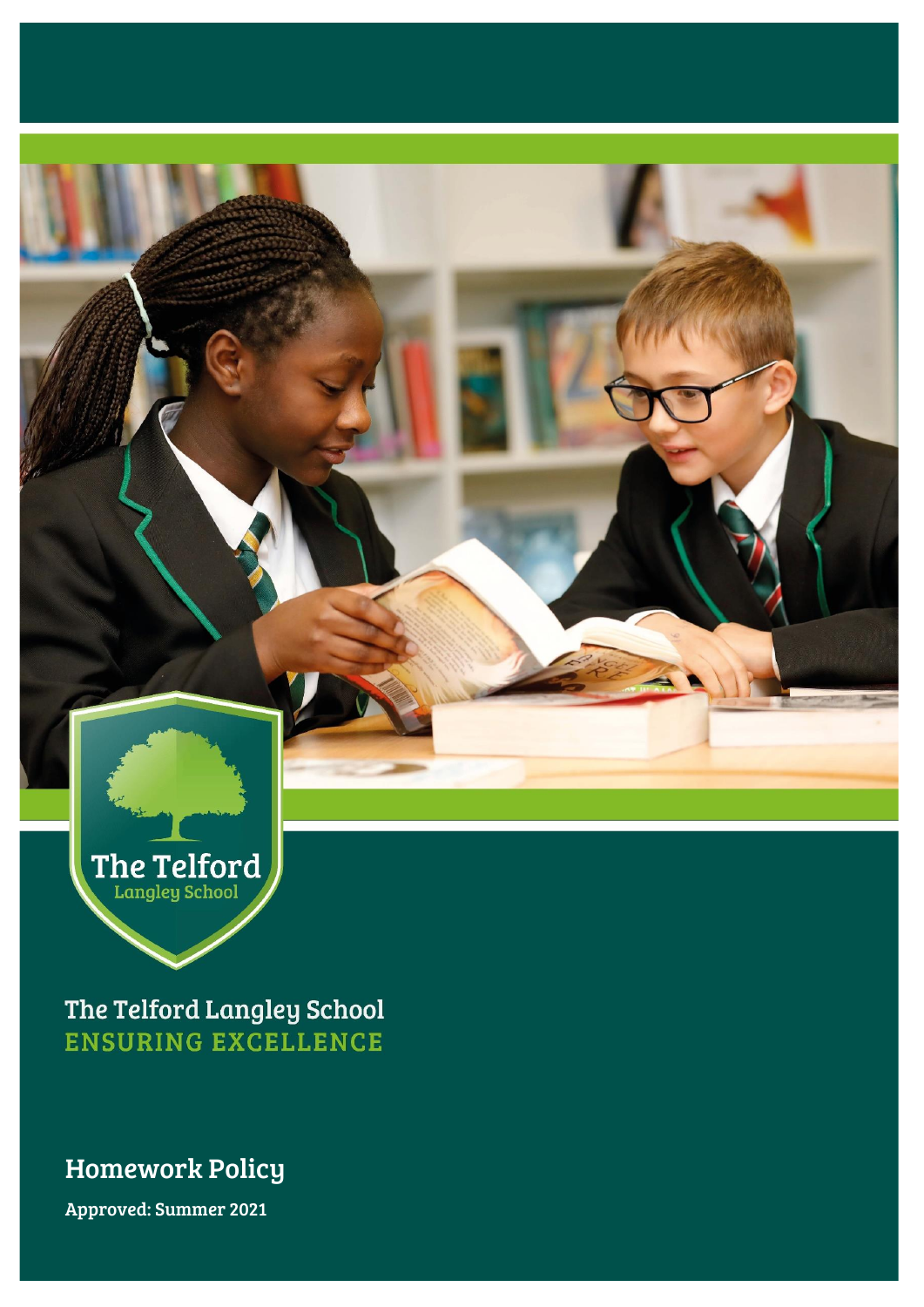The Telford Langley School
ENSURING EXCELLENCE

# Homework Policy

**Approved: Summer 2021**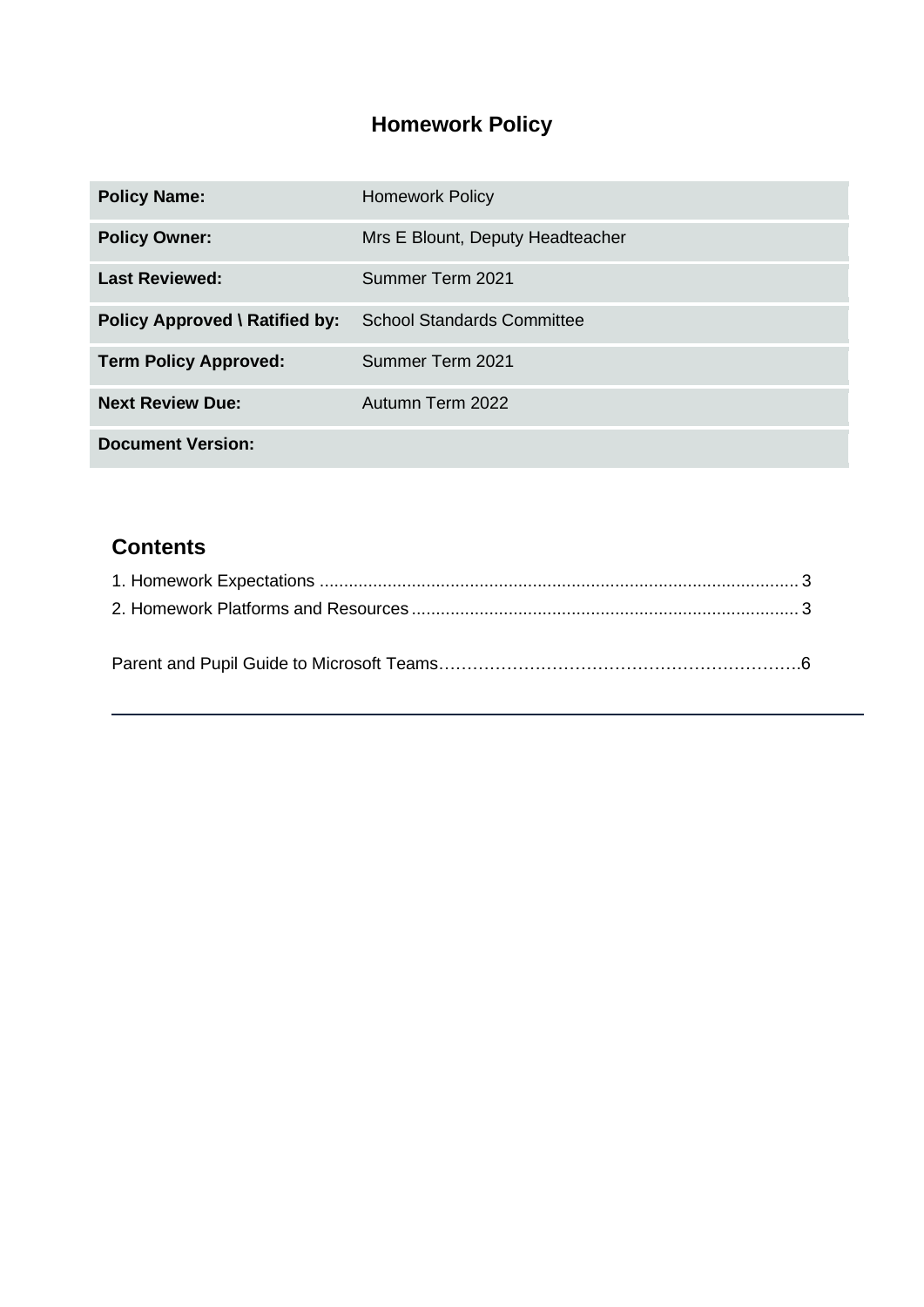# Homework Policy

| | |
|---|---|
| **Policy Name:** | Homework Policy |
| **Policy Owner:** | Mrs E Blount, Deputy Headteacher |
| **Last Reviewed:** | Summer Term 2021 |
| **Policy Approved \ Ratified by:** | School Standards Committee |
| **Term Policy Approved:** | Summer Term 2021 |
| **Next Review Due:** | Autumn Term 2022 |
| **Document Version:** | |

## Contents

1. Homework Expectations .................................................................................................. 3
2. Homework Platforms and Resources ................................................................................ 3

Parent and Pupil Guide to Microsoft Teams……………………………………………………….6

---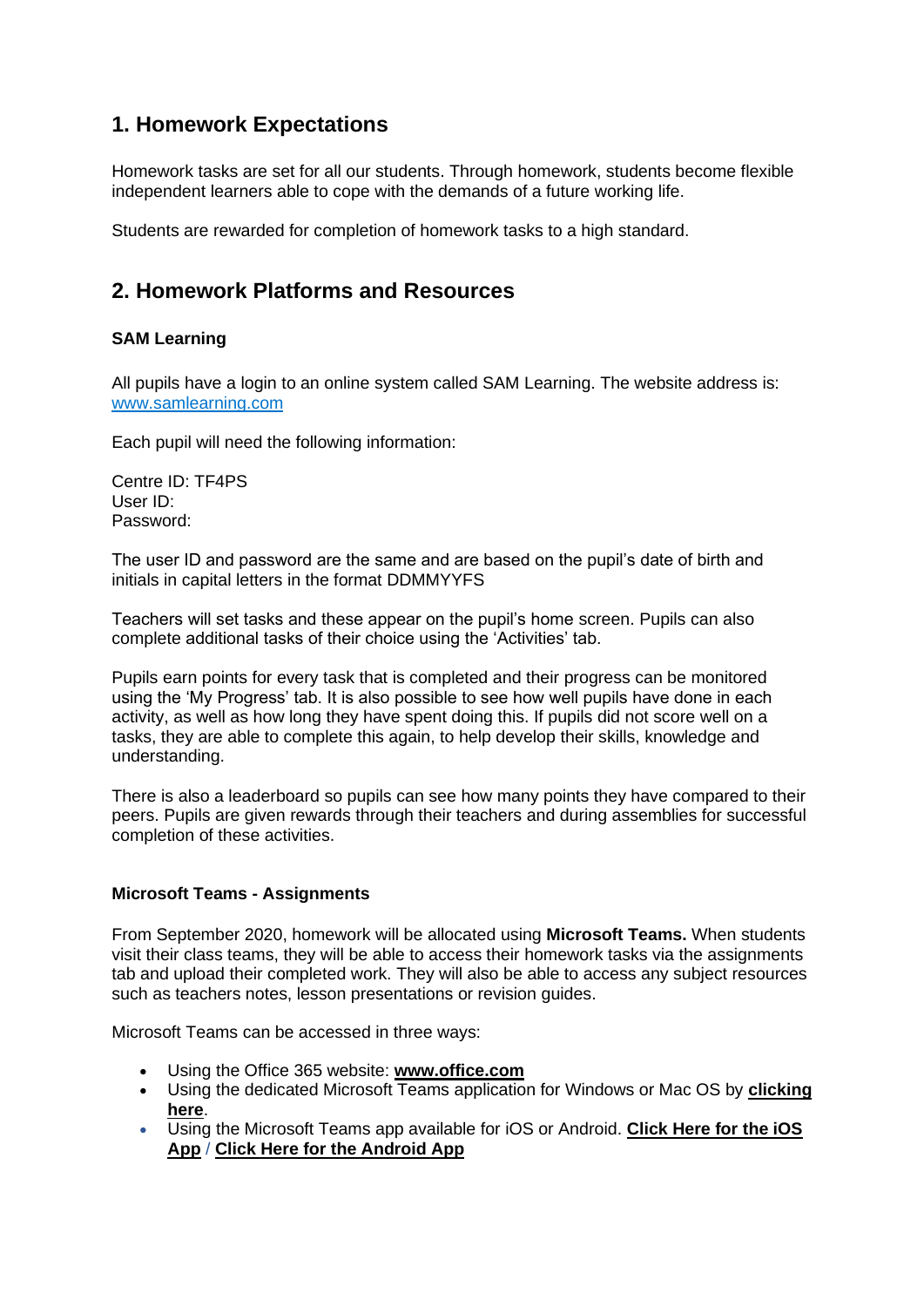## 1. Homework Expectations

Homework tasks are set for all our students. Through homework, students become flexible independent learners able to cope with the demands of a future working life.

Students are rewarded for completion of homework tasks to a high standard.

## 2. Homework Platforms and Resources

**SAM Learning**

All pupils have a login to an online system called SAM Learning. The website address is: [www.samlearning.com](http://www.samlearning.com)

Each pupil will need the following information:

Centre ID: TF4PS
User ID:
Password:

The user ID and password are the same and are based on the pupil's date of birth and initials in capital letters in the format DDMMYYFS

Teachers will set tasks and these appear on the pupil's home screen. Pupils can also complete additional tasks of their choice using the 'Activities' tab.

Pupils earn points for every task that is completed and their progress can be monitored using the 'My Progress' tab. It is also possible to see how well pupils have done in each activity, as well as how long they have spent doing this. If pupils did not score well on a tasks, they are able to complete this again, to help develop their skills, knowledge and understanding.

There is also a leaderboard so pupils can see how many points they have compared to their peers. Pupils are given rewards through their teachers and during assemblies for successful completion of these activities.

**Microsoft Teams - Assignments**

From September 2020, homework will be allocated using **Microsoft Teams.** When students visit their class teams, they will be able to access their homework tasks via the assignments tab and upload their completed work. They will also be able to access any subject resources such as teachers notes, lesson presentations or revision guides.

Microsoft Teams can be accessed in three ways:

- Using the Office 365 website: **www.office.com**
- Using the dedicated Microsoft Teams application for Windows or Mac OS by **clicking here**.
- Using the Microsoft Teams app available for iOS or Android. **Click Here for the iOS App** / **Click Here for the Android App**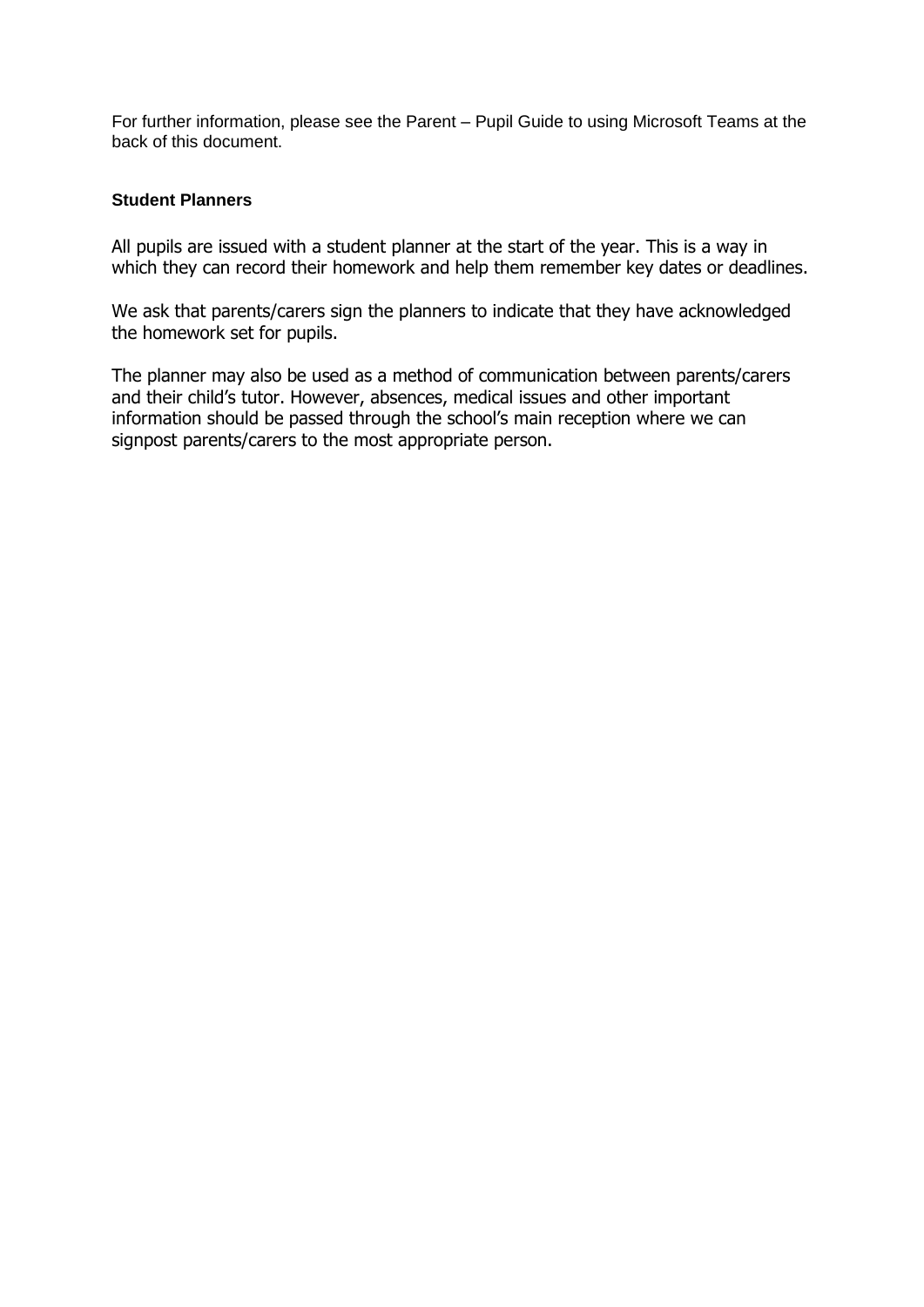For further information, please see the Parent – Pupil Guide to using Microsoft Teams at the back of this document.

**Student Planners**

All pupils are issued with a student planner at the start of the year. This is a way in which they can record their homework and help them remember key dates or deadlines.

We ask that parents/carers sign the planners to indicate that they have acknowledged the homework set for pupils.

The planner may also be used as a method of communication between parents/carers and their child's tutor. However, absences, medical issues and other important information should be passed through the school's main reception where we can signpost parents/carers to the most appropriate person.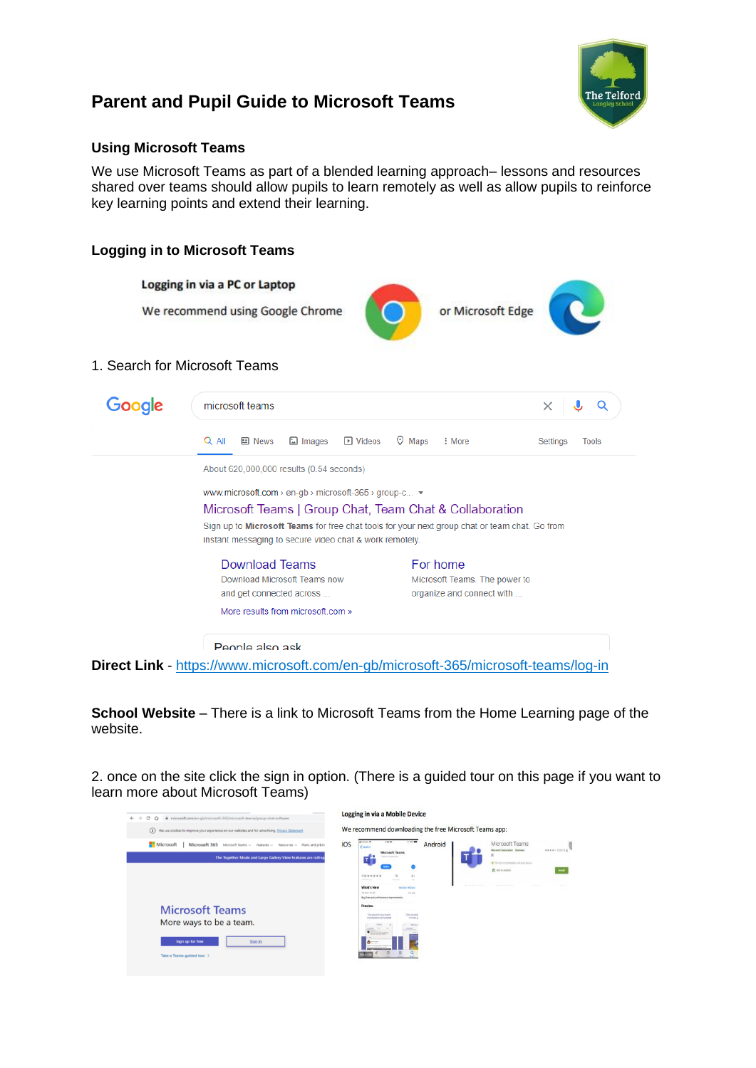# Parent and Pupil Guide to Microsoft Teams

## Using Microsoft Teams

We use Microsoft Teams as part of a blended learning approach– lessons and resources shared over teams should allow pupils to learn remotely as well as allow pupils to reinforce key learning points and extend their learning.

## Logging in to Microsoft Teams

**Logging in via a PC or Laptop**

We recommend using Google Chrome or Microsoft Edge

1. Search for Microsoft Teams

**Direct Link** - https://www.microsoft.com/en-gb/microsoft-365/microsoft-teams/log-in

**School Website** – There is a link to Microsoft Teams from the Home Learning page of the website.

2. once on the site click the sign in option. (There is a guided tour on this page if you want to learn more about Microsoft Teams)

**Logging in via a Mobile Device**

We recommend downloading the free Microsoft Teams app:

IOS

Android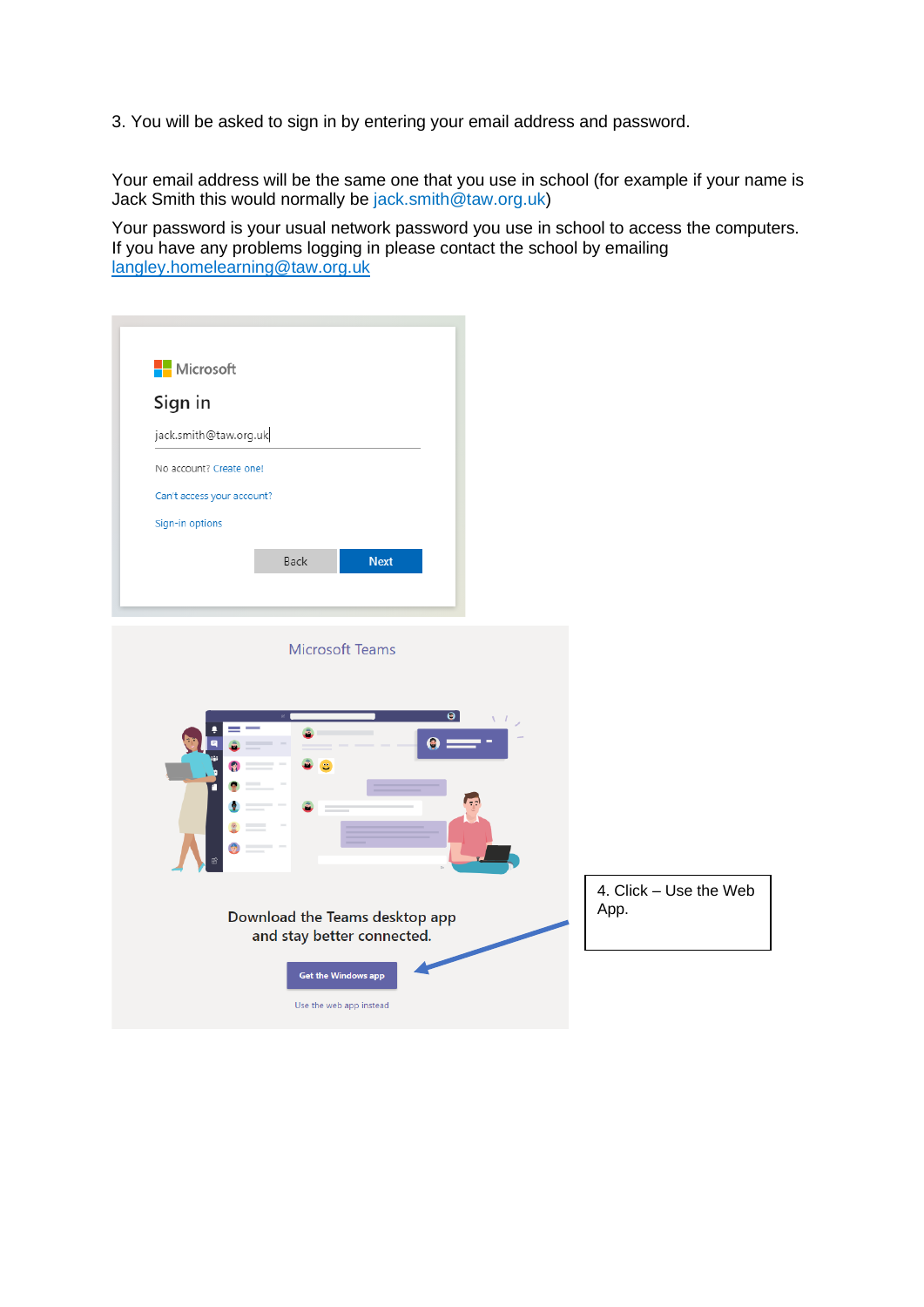3. You will be asked to sign in by entering your email address and password.

Your email address will be the same one that you use in school (for example if your name is Jack Smith this would normally be jack.smith@taw.org.uk)

Your password is your usual network password you use in school to access the computers. If you have any problems logging in please contact the school by emailing langley.homelearning@taw.org.uk

Microsoft

Sign in

jack.smith@taw.org.uk

No account? Create one!

Can't access your account?

Sign-in options

Back | Next

Microsoft Teams

Download the Teams desktop app and stay better connected.

Get the Windows app

Use the web app instead

4. Click – Use the Web App.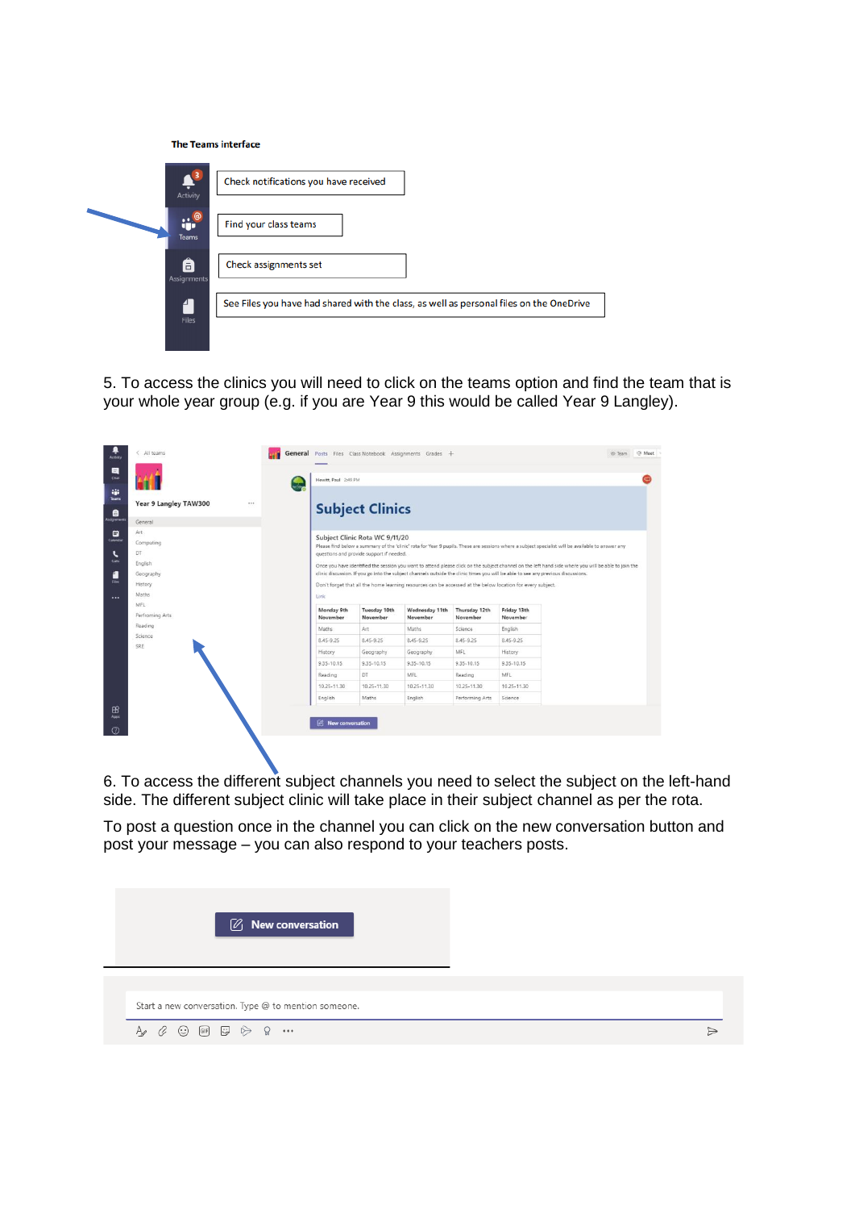**The Teams interface**

Check notifications you have received

Find your class teams

Check assignments set

See Files you have had shared with the class, as well as personal files on the OneDrive

5. To access the clinics you will need to click on the teams option and find the team that is your whole year group (e.g. if you are Year 9 this would be called Year 9 Langley).

6. To access the different subject channels you need to select the subject on the left-hand side. The different subject clinic will take place in their subject channel as per the rota.

To post a question once in the channel you can click on the new conversation button and post your message – you can also respond to your teachers posts.

New conversation

Start a new conversation. Type @ to mention someone.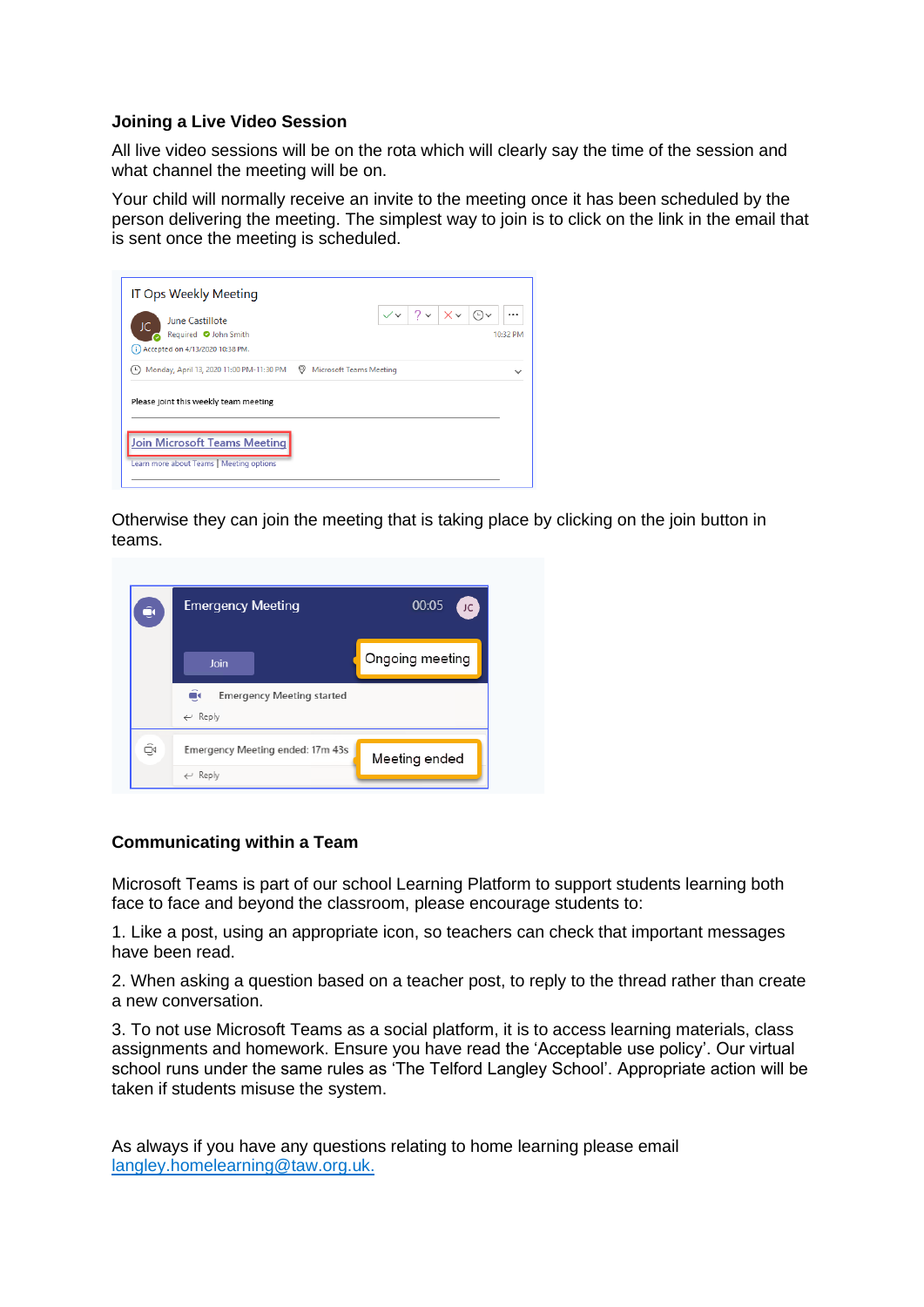**Joining a Live Video Session**

All live video sessions will be on the rota which will clearly say the time of the session and what channel the meeting will be on.

Your child will normally receive an invite to the meeting once it has been scheduled by the person delivering the meeting. The simplest way to join is to click on the link in the email that is sent once the meeting is scheduled.

Otherwise they can join the meeting that is taking place by clicking on the join button in teams.

**Communicating within a Team**

Microsoft Teams is part of our school Learning Platform to support students learning both face to face and beyond the classroom, please encourage students to:

1. Like a post, using an appropriate icon, so teachers can check that important messages have been read.

2. When asking a question based on a teacher post, to reply to the thread rather than create a new conversation.

3. To not use Microsoft Teams as a social platform, it is to access learning materials, class assignments and homework. Ensure you have read the 'Acceptable use policy'. Our virtual school runs under the same rules as 'The Telford Langley School'. Appropriate action will be taken if students misuse the system.

As always if you have any questions relating to home learning please email langley.homelearning@taw.org.uk.